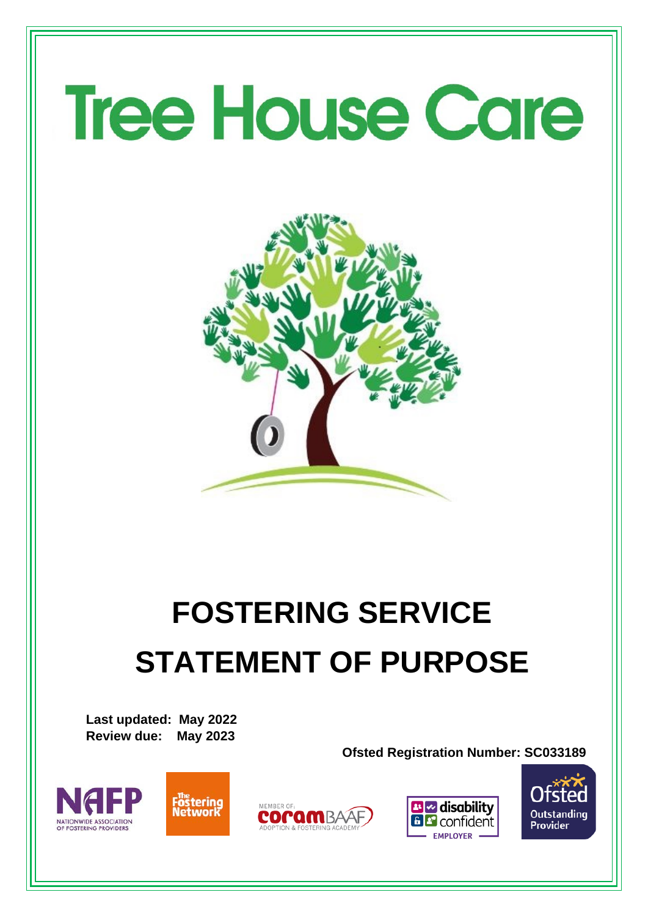# Tree House Care

# FOSTERING SERVICE STATEMENT OF PURPOSE

**Last updated: May 2022**
**Review due: May 2023**

**Ofsted Registration Number: SC033189**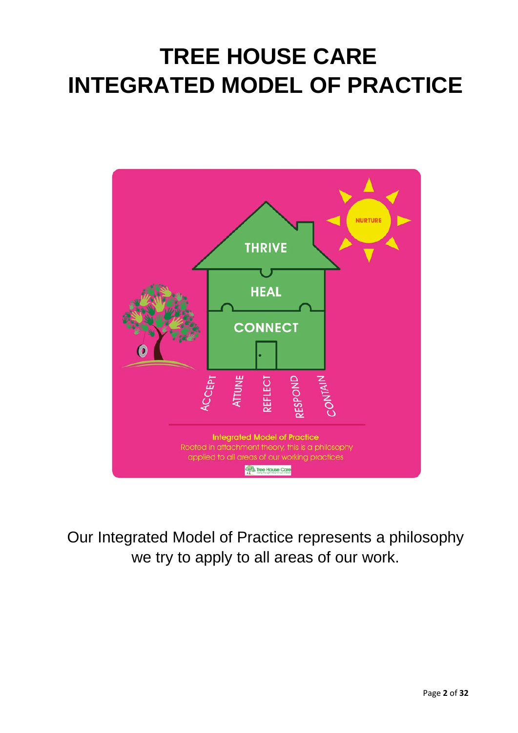# TREE HOUSE CARE
# INTEGRATED MODEL OF PRACTICE

NURTURE

THRIVE

HEAL

CONNECT

ACCEPT ATTUNE REFLECT RESPOND CONTAIN

**Integrated Model of Practice**
Rooted in attachment theory, this is a philosophy applied to all areas of our working practices

Tree House Care

Our Integrated Model of Practice represents a philosophy we try to apply to all areas of our work.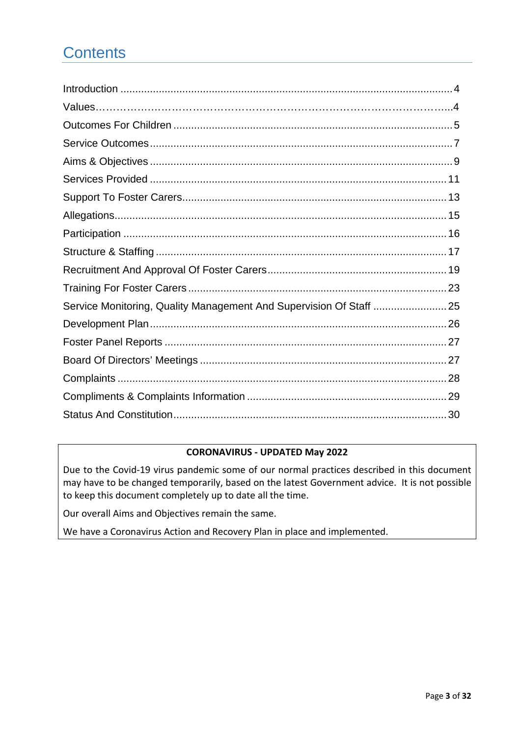# Contents

| | |
|---|---|
| Introduction | 4 |
| Values | 4 |
| Outcomes For Children | 5 |
| Service Outcomes | 7 |
| Aims & Objectives | 9 |
| Services Provided | 11 |
| Support To Foster Carers | 13 |
| Allegations | 15 |
| Participation | 16 |
| Structure & Staffing | 17 |
| Recruitment And Approval Of Foster Carers | 19 |
| Training For Foster Carers | 23 |
| Service Monitoring, Quality Management And Supervision Of Staff | 25 |
| Development Plan | 26 |
| Foster Panel Reports | 27 |
| Board Of Directors' Meetings | 27 |
| Complaints | 28 |
| Compliments & Complaints Information | 29 |
| Status And Constitution | 30 |

**CORONAVIRUS - UPDATED May 2022**

Due to the Covid-19 virus pandemic some of our normal practices described in this document may have to be changed temporarily, based on the latest Government advice. It is not possible to keep this document completely up to date all the time.

Our overall Aims and Objectives remain the same.

We have a Coronavirus Action and Recovery Plan in place and implemented.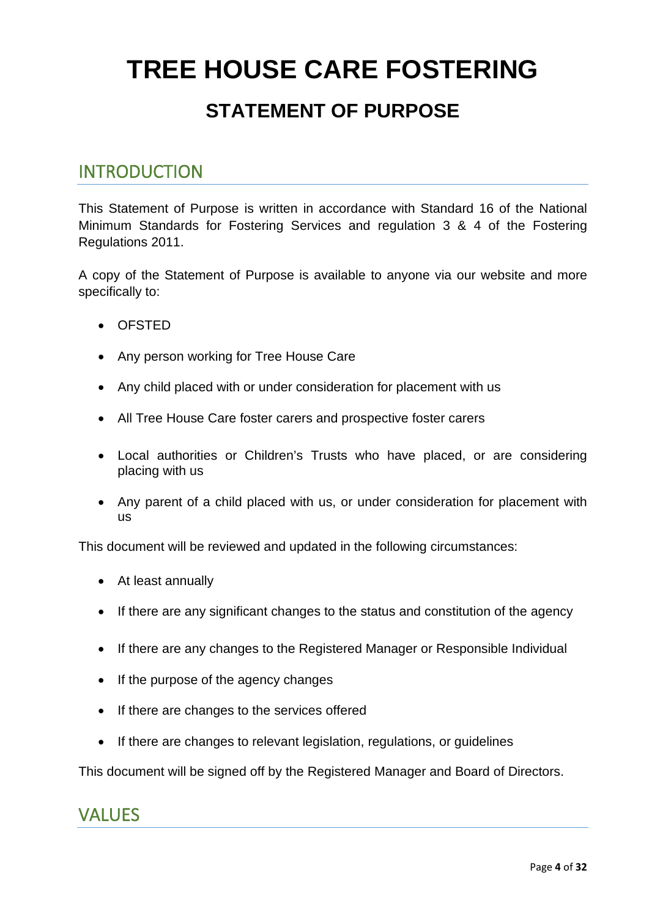# TREE HOUSE CARE FOSTERING

## STATEMENT OF PURPOSE

## INTRODUCTION

This Statement of Purpose is written in accordance with Standard 16 of the National Minimum Standards for Fostering Services and regulation 3 & 4 of the Fostering Regulations 2011.

A copy of the Statement of Purpose is available to anyone via our website and more specifically to:

- OFSTED
- Any person working for Tree House Care
- Any child placed with or under consideration for placement with us
- All Tree House Care foster carers and prospective foster carers
- Local authorities or Children's Trusts who have placed, or are considering placing with us
- Any parent of a child placed with us, or under consideration for placement with us

This document will be reviewed and updated in the following circumstances:

- At least annually
- If there are any significant changes to the status and constitution of the agency
- If there are any changes to the Registered Manager or Responsible Individual
- If the purpose of the agency changes
- If there are changes to the services offered
- If there are changes to relevant legislation, regulations, or guidelines

This document will be signed off by the Registered Manager and Board of Directors.

## VALUES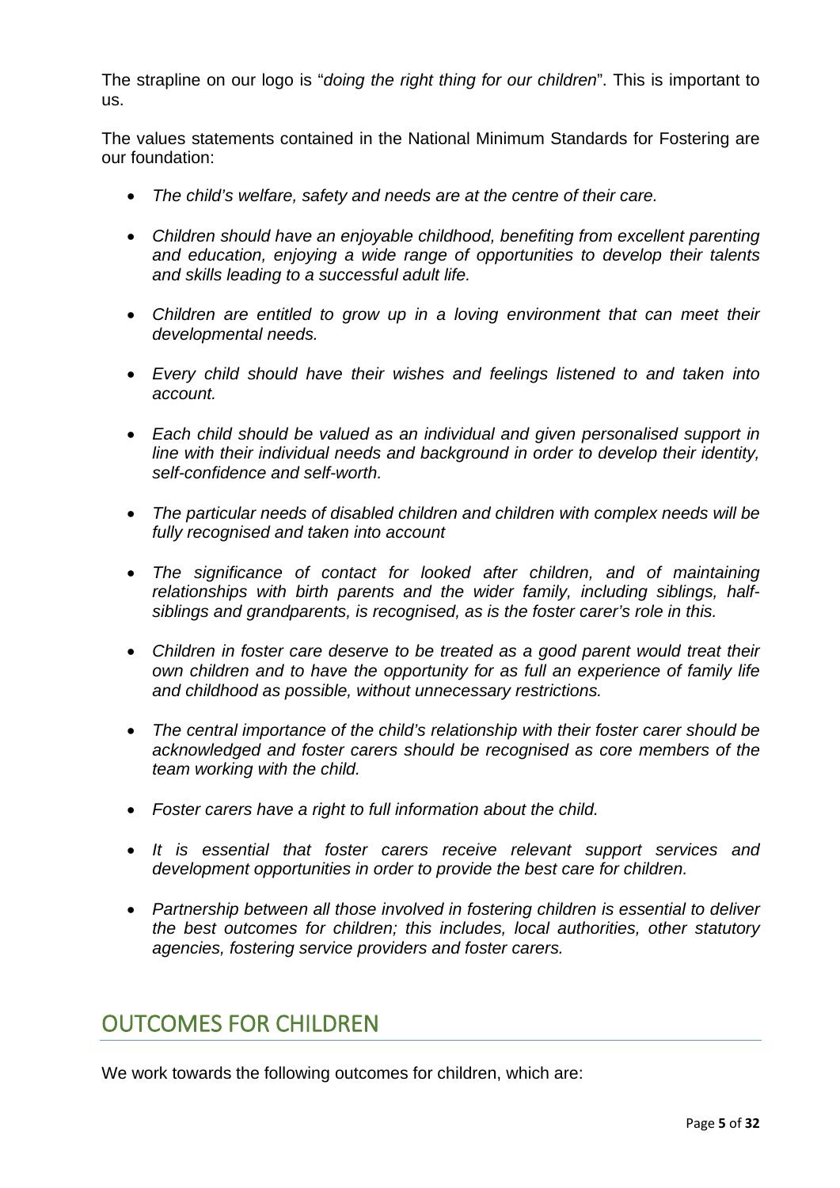The strapline on our logo is "*doing the right thing for our children*". This is important to us.

The values statements contained in the National Minimum Standards for Fostering are our foundation:

- *The child's welfare, safety and needs are at the centre of their care.*
- *Children should have an enjoyable childhood, benefiting from excellent parenting and education, enjoying a wide range of opportunities to develop their talents and skills leading to a successful adult life.*
- *Children are entitled to grow up in a loving environment that can meet their developmental needs.*
- *Every child should have their wishes and feelings listened to and taken into account.*
- *Each child should be valued as an individual and given personalised support in line with their individual needs and background in order to develop their identity, self-confidence and self-worth.*
- *The particular needs of disabled children and children with complex needs will be fully recognised and taken into account*
- *The significance of contact for looked after children, and of maintaining relationships with birth parents and the wider family, including siblings, half-siblings and grandparents, is recognised, as is the foster carer's role in this.*
- *Children in foster care deserve to be treated as a good parent would treat their own children and to have the opportunity for as full an experience of family life and childhood as possible, without unnecessary restrictions.*
- *The central importance of the child's relationship with their foster carer should be acknowledged and foster carers should be recognised as core members of the team working with the child.*
- *Foster carers have a right to full information about the child.*
- *It is essential that foster carers receive relevant support services and development opportunities in order to provide the best care for children.*
- *Partnership between all those involved in fostering children is essential to deliver the best outcomes for children; this includes, local authorities, other statutory agencies, fostering service providers and foster carers.*

## OUTCOMES FOR CHILDREN

We work towards the following outcomes for children, which are: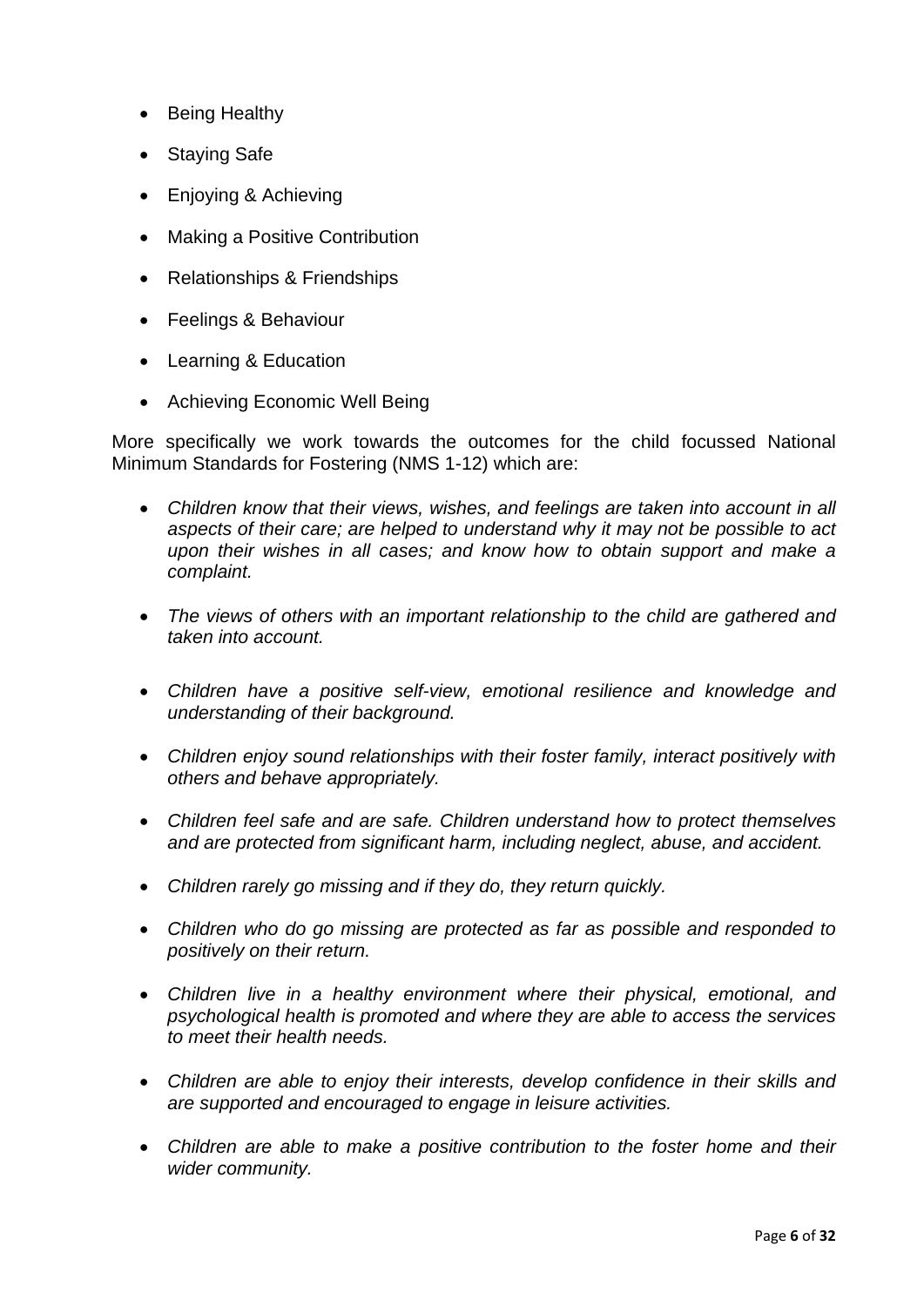- Being Healthy
- Staying Safe
- Enjoying & Achieving
- Making a Positive Contribution
- Relationships & Friendships
- Feelings & Behaviour
- Learning & Education
- Achieving Economic Well Being

More specifically we work towards the outcomes for the child focussed National Minimum Standards for Fostering (NMS 1-12) which are:

- *Children know that their views, wishes, and feelings are taken into account in all aspects of their care; are helped to understand why it may not be possible to act upon their wishes in all cases; and know how to obtain support and make a complaint.*
- *The views of others with an important relationship to the child are gathered and taken into account.*
- *Children have a positive self-view, emotional resilience and knowledge and understanding of their background.*
- *Children enjoy sound relationships with their foster family, interact positively with others and behave appropriately.*
- *Children feel safe and are safe. Children understand how to protect themselves and are protected from significant harm, including neglect, abuse, and accident.*
- *Children rarely go missing and if they do, they return quickly.*
- *Children who do go missing are protected as far as possible and responded to positively on their return.*
- *Children live in a healthy environment where their physical, emotional, and psychological health is promoted and where they are able to access the services to meet their health needs.*
- *Children are able to enjoy their interests, develop confidence in their skills and are supported and encouraged to engage in leisure activities.*
- *Children are able to make a positive contribution to the foster home and their wider community.*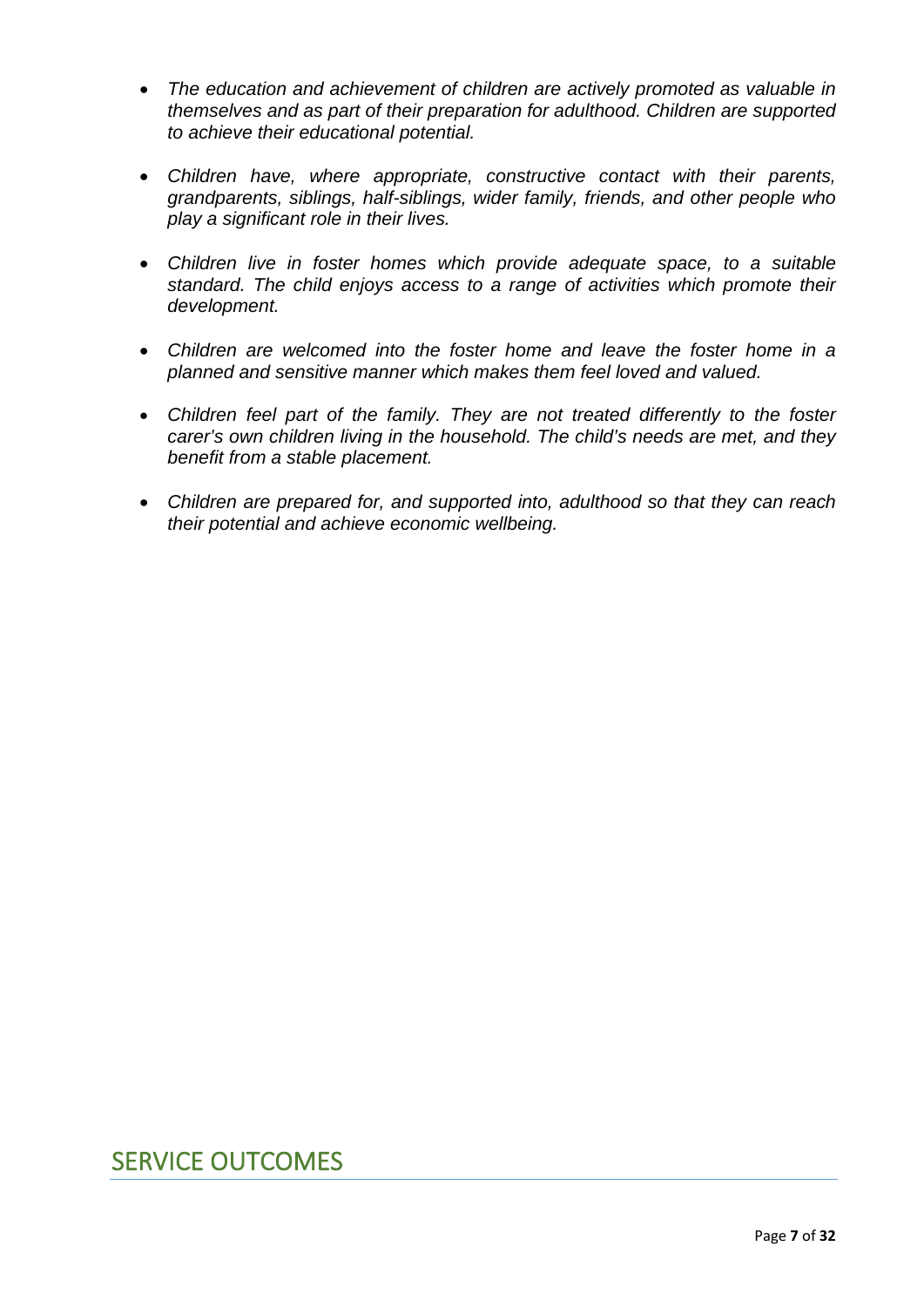- *The education and achievement of children are actively promoted as valuable in themselves and as part of their preparation for adulthood. Children are supported to achieve their educational potential.*

- *Children have, where appropriate, constructive contact with their parents, grandparents, siblings, half-siblings, wider family, friends, and other people who play a significant role in their lives.*

- *Children live in foster homes which provide adequate space, to a suitable standard. The child enjoys access to a range of activities which promote their development.*

- *Children are welcomed into the foster home and leave the foster home in a planned and sensitive manner which makes them feel loved and valued.*

- *Children feel part of the family. They are not treated differently to the foster carer's own children living in the household. The child's needs are met, and they benefit from a stable placement.*

- *Children are prepared for, and supported into, adulthood so that they can reach their potential and achieve economic wellbeing.*

## SERVICE OUTCOMES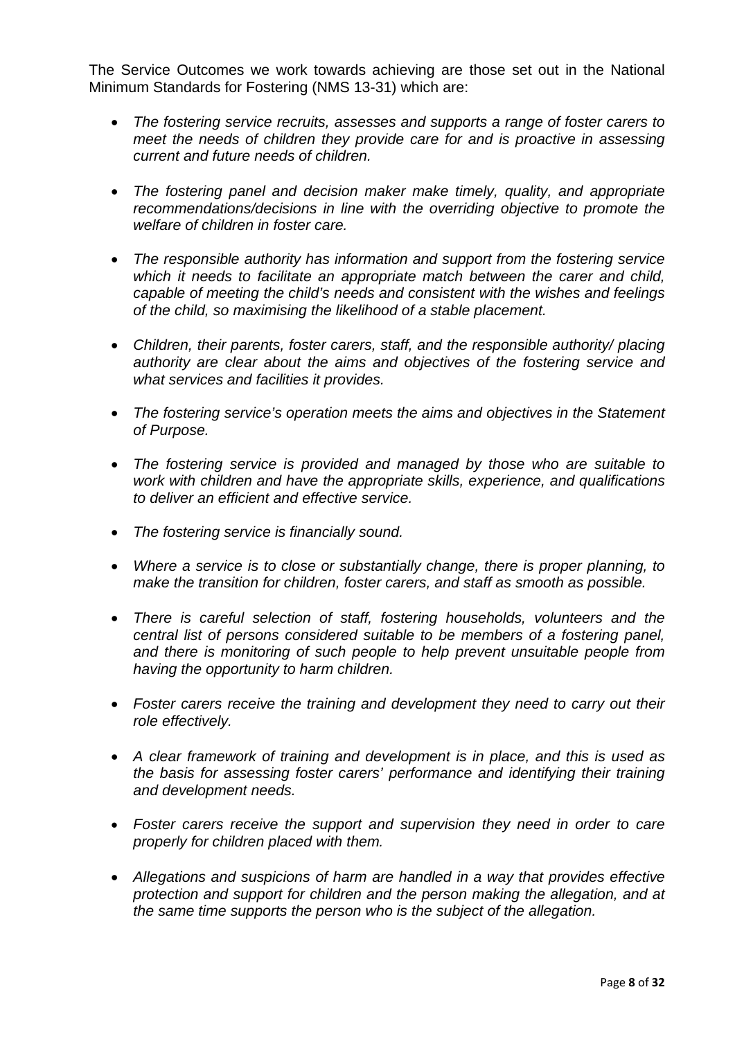The Service Outcomes we work towards achieving are those set out in the National Minimum Standards for Fostering (NMS 13-31) which are:

- *The fostering service recruits, assesses and supports a range of foster carers to meet the needs of children they provide care for and is proactive in assessing current and future needs of children.*
- *The fostering panel and decision maker make timely, quality, and appropriate recommendations/decisions in line with the overriding objective to promote the welfare of children in foster care.*
- *The responsible authority has information and support from the fostering service which it needs to facilitate an appropriate match between the carer and child, capable of meeting the child's needs and consistent with the wishes and feelings of the child, so maximising the likelihood of a stable placement.*
- *Children, their parents, foster carers, staff, and the responsible authority/ placing authority are clear about the aims and objectives of the fostering service and what services and facilities it provides.*
- *The fostering service's operation meets the aims and objectives in the Statement of Purpose.*
- *The fostering service is provided and managed by those who are suitable to work with children and have the appropriate skills, experience, and qualifications to deliver an efficient and effective service.*
- *The fostering service is financially sound.*
- *Where a service is to close or substantially change, there is proper planning, to make the transition for children, foster carers, and staff as smooth as possible.*
- *There is careful selection of staff, fostering households, volunteers and the central list of persons considered suitable to be members of a fostering panel, and there is monitoring of such people to help prevent unsuitable people from having the opportunity to harm children.*
- *Foster carers receive the training and development they need to carry out their role effectively.*
- *A clear framework of training and development is in place, and this is used as the basis for assessing foster carers' performance and identifying their training and development needs.*
- *Foster carers receive the support and supervision they need in order to care properly for children placed with them.*
- *Allegations and suspicions of harm are handled in a way that provides effective protection and support for children and the person making the allegation, and at the same time supports the person who is the subject of the allegation.*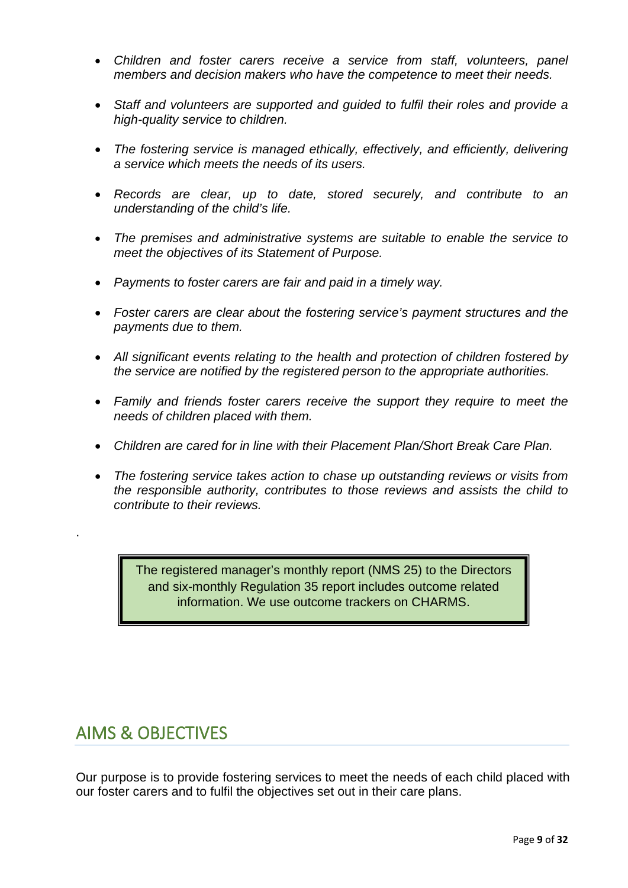- *Children and foster carers receive a service from staff, volunteers, panel members and decision makers who have the competence to meet their needs.*

- *Staff and volunteers are supported and guided to fulfil their roles and provide a high-quality service to children.*

- *The fostering service is managed ethically, effectively, and efficiently, delivering a service which meets the needs of its users.*

- *Records are clear, up to date, stored securely, and contribute to an understanding of the child's life.*

- *The premises and administrative systems are suitable to enable the service to meet the objectives of its Statement of Purpose.*

- *Payments to foster carers are fair and paid in a timely way.*

- *Foster carers are clear about the fostering service's payment structures and the payments due to them.*

- *All significant events relating to the health and protection of children fostered by the service are notified by the registered person to the appropriate authorities.*

- *Family and friends foster carers receive the support they require to meet the needs of children placed with them.*

- *Children are cared for in line with their Placement Plan/Short Break Care Plan.*

- *The fostering service takes action to chase up outstanding reviews or visits from the responsible authority, contributes to those reviews and assists the child to contribute to their reviews.*

.

> The registered manager's monthly report (NMS 25) to the Directors and six-monthly Regulation 35 report includes outcome related information. We use outcome trackers on CHARMS.

## AIMS & OBJECTIVES

Our purpose is to provide fostering services to meet the needs of each child placed with our foster carers and to fulfil the objectives set out in their care plans.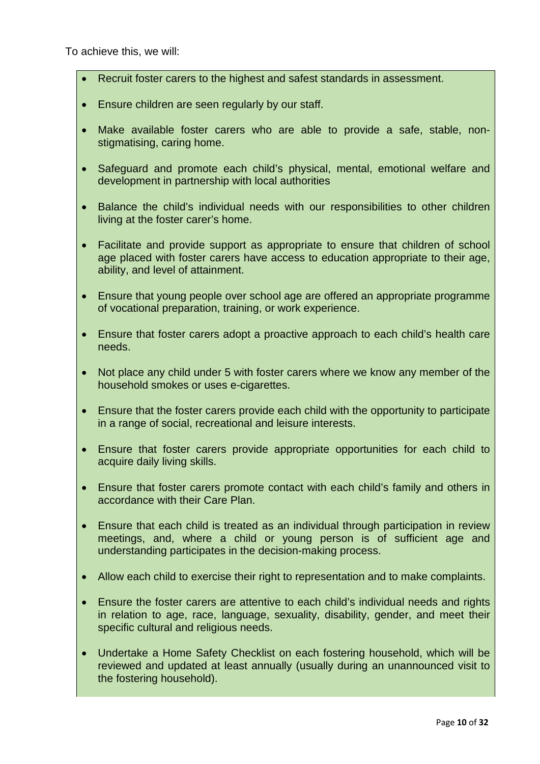To achieve this, we will:

- Recruit foster carers to the highest and safest standards in assessment.
- Ensure children are seen regularly by our staff.
- Make available foster carers who are able to provide a safe, stable, non-stigmatising, caring home.
- Safeguard and promote each child's physical, mental, emotional welfare and development in partnership with local authorities
- Balance the child's individual needs with our responsibilities to other children living at the foster carer's home.
- Facilitate and provide support as appropriate to ensure that children of school age placed with foster carers have access to education appropriate to their age, ability, and level of attainment.
- Ensure that young people over school age are offered an appropriate programme of vocational preparation, training, or work experience.
- Ensure that foster carers adopt a proactive approach to each child's health care needs.
- Not place any child under 5 with foster carers where we know any member of the household smokes or uses e-cigarettes.
- Ensure that the foster carers provide each child with the opportunity to participate in a range of social, recreational and leisure interests.
- Ensure that foster carers provide appropriate opportunities for each child to acquire daily living skills.
- Ensure that foster carers promote contact with each child's family and others in accordance with their Care Plan.
- Ensure that each child is treated as an individual through participation in review meetings, and, where a child or young person is of sufficient age and understanding participates in the decision-making process.
- Allow each child to exercise their right to representation and to make complaints.
- Ensure the foster carers are attentive to each child's individual needs and rights in relation to age, race, language, sexuality, disability, gender, and meet their specific cultural and religious needs.
- Undertake a Home Safety Checklist on each fostering household, which will be reviewed and updated at least annually (usually during an unannounced visit to the fostering household).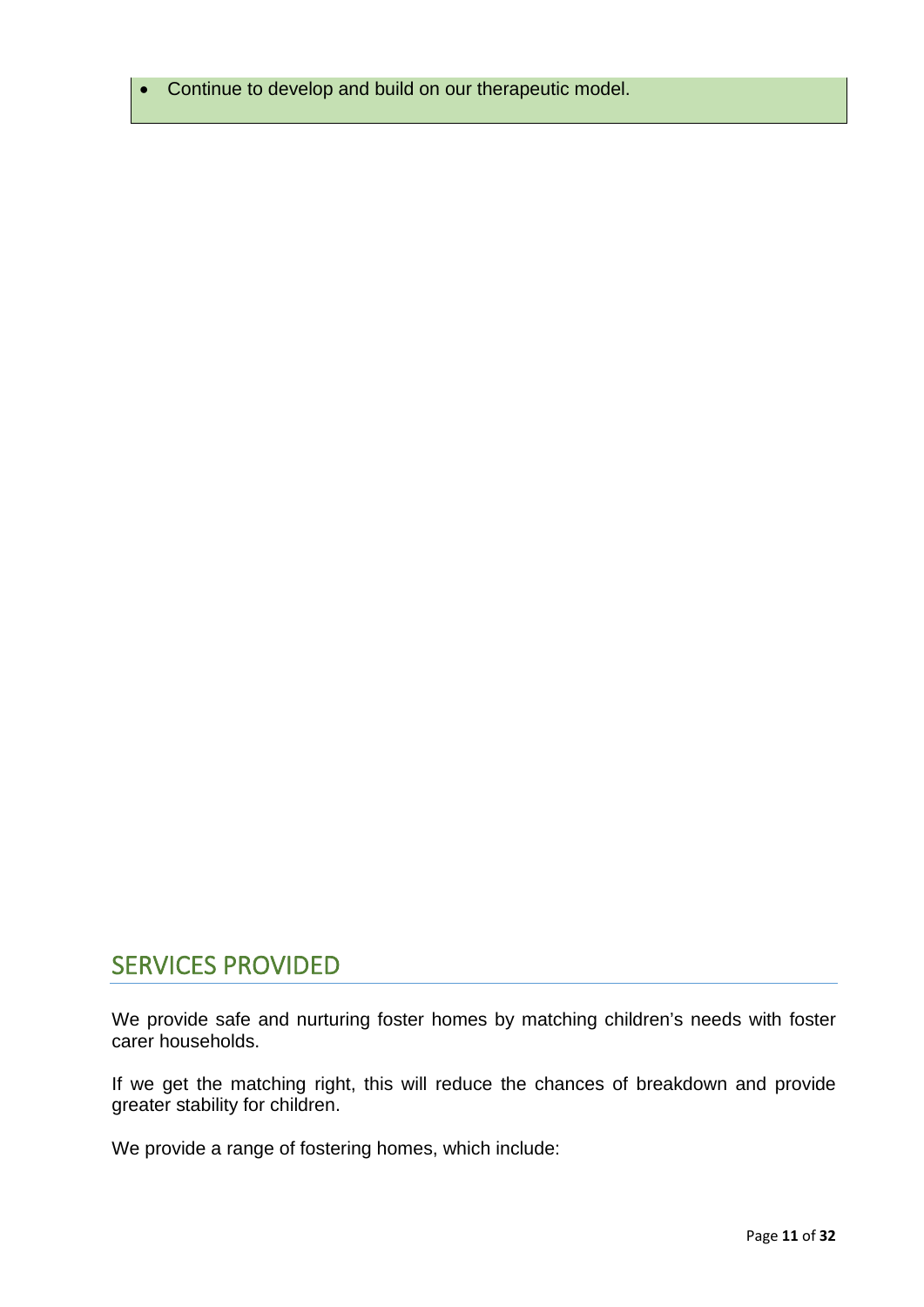- Continue to develop and build on our therapeutic model.

## SERVICES PROVIDED

We provide safe and nurturing foster homes by matching children's needs with foster carer households.

If we get the matching right, this will reduce the chances of breakdown and provide greater stability for children.

We provide a range of fostering homes, which include: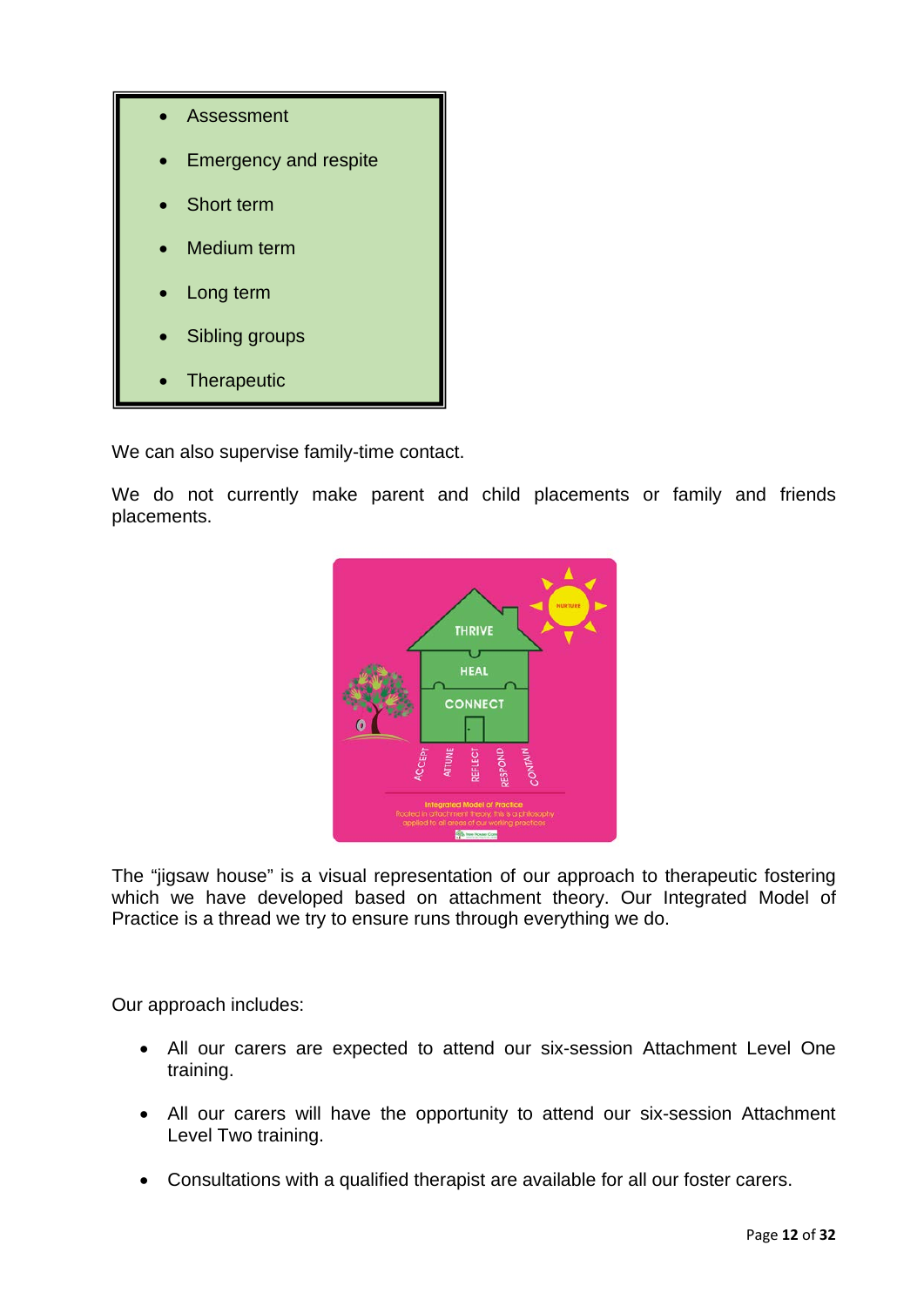- Assessment
- Emergency and respite
- Short term
- Medium term
- Long term
- Sibling groups
- Therapeutic

We can also supervise family-time contact.

We do not currently make parent and child placements or family and friends placements.

The "jigsaw house" is a visual representation of our approach to therapeutic fostering which we have developed based on attachment theory. Our Integrated Model of Practice is a thread we try to ensure runs through everything we do.

Our approach includes:

- All our carers are expected to attend our six-session Attachment Level One training.
- All our carers will have the opportunity to attend our six-session Attachment Level Two training.
- Consultations with a qualified therapist are available for all our foster carers.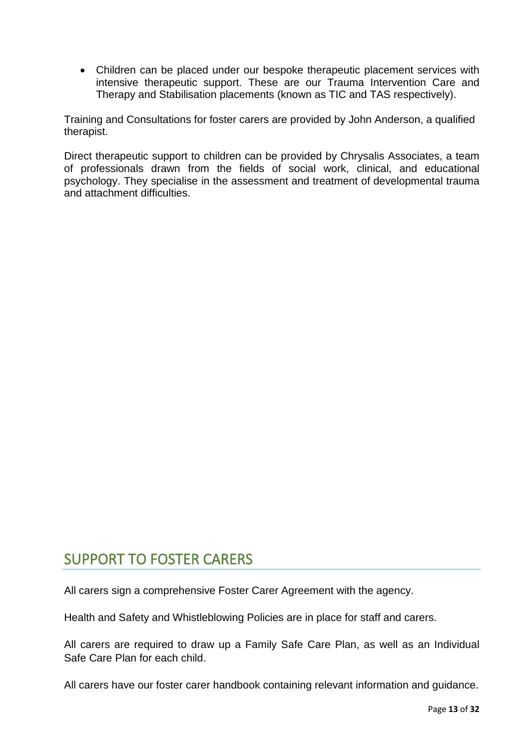- Children can be placed under our bespoke therapeutic placement services with intensive therapeutic support. These are our Trauma Intervention Care and Therapy and Stabilisation placements (known as TIC and TAS respectively).

Training and Consultations for foster carers are provided by John Anderson, a qualified therapist.

Direct therapeutic support to children can be provided by Chrysalis Associates, a team of professionals drawn from the fields of social work, clinical, and educational psychology. They specialise in the assessment and treatment of developmental trauma and attachment difficulties.

## SUPPORT TO FOSTER CARERS

All carers sign a comprehensive Foster Carer Agreement with the agency.

Health and Safety and Whistleblowing Policies are in place for staff and carers.

All carers are required to draw up a Family Safe Care Plan, as well as an Individual Safe Care Plan for each child.

All carers have our foster carer handbook containing relevant information and guidance.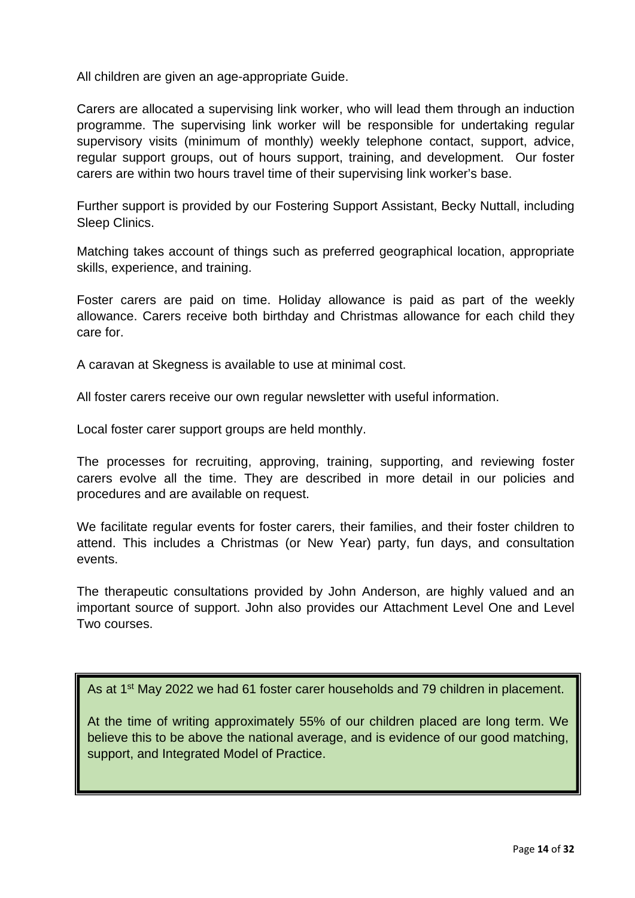All children are given an age-appropriate Guide.

Carers are allocated a supervising link worker, who will lead them through an induction programme. The supervising link worker will be responsible for undertaking regular supervisory visits (minimum of monthly) weekly telephone contact, support, advice, regular support groups, out of hours support, training, and development. Our foster carers are within two hours travel time of their supervising link worker's base.

Further support is provided by our Fostering Support Assistant, Becky Nuttall, including Sleep Clinics.

Matching takes account of things such as preferred geographical location, appropriate skills, experience, and training.

Foster carers are paid on time. Holiday allowance is paid as part of the weekly allowance. Carers receive both birthday and Christmas allowance for each child they care for.

A caravan at Skegness is available to use at minimal cost.

All foster carers receive our own regular newsletter with useful information.

Local foster carer support groups are held monthly.

The processes for recruiting, approving, training, supporting, and reviewing foster carers evolve all the time. They are described in more detail in our policies and procedures and are available on request.

We facilitate regular events for foster carers, their families, and their foster children to attend. This includes a Christmas (or New Year) party, fun days, and consultation events.

The therapeutic consultations provided by John Anderson, are highly valued and an important source of support. John also provides our Attachment Level One and Level Two courses.

As at 1st May 2022 we had 61 foster carer households and 79 children in placement.

At the time of writing approximately 55% of our children placed are long term. We believe this to be above the national average, and is evidence of our good matching, support, and Integrated Model of Practice.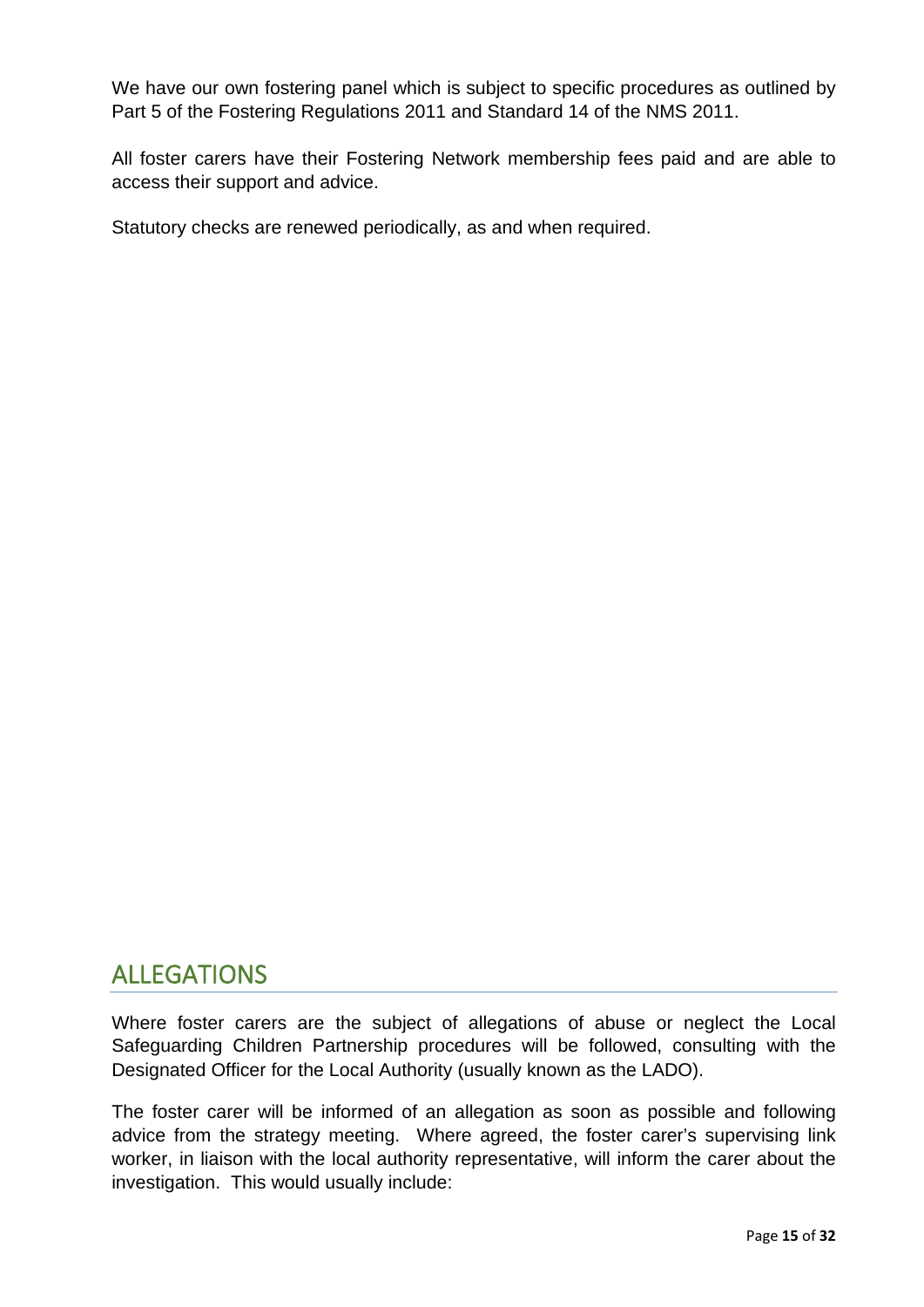We have our own fostering panel which is subject to specific procedures as outlined by Part 5 of the Fostering Regulations 2011 and Standard 14 of the NMS 2011.

All foster carers have their Fostering Network membership fees paid and are able to access their support and advice.

Statutory checks are renewed periodically, as and when required.

## ALLEGATIONS

Where foster carers are the subject of allegations of abuse or neglect the Local Safeguarding Children Partnership procedures will be followed, consulting with the Designated Officer for the Local Authority (usually known as the LADO).

The foster carer will be informed of an allegation as soon as possible and following advice from the strategy meeting. Where agreed, the foster carer's supervising link worker, in liaison with the local authority representative, will inform the carer about the investigation. This would usually include: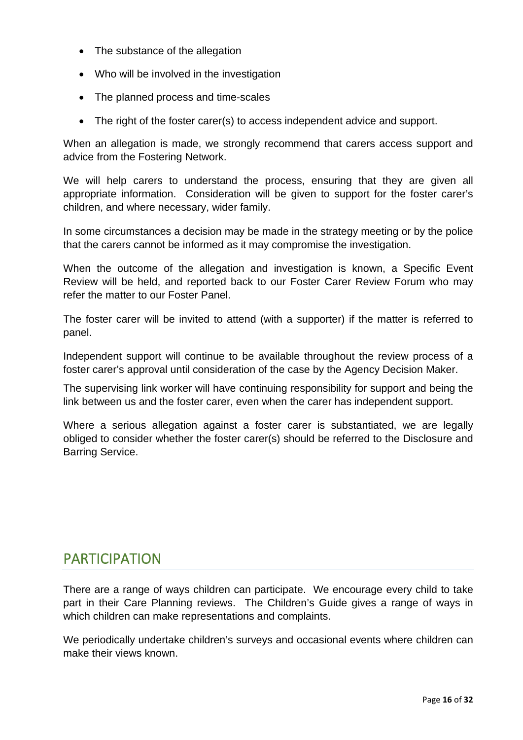- The substance of the allegation
- Who will be involved in the investigation
- The planned process and time-scales
- The right of the foster carer(s) to access independent advice and support.

When an allegation is made, we strongly recommend that carers access support and advice from the Fostering Network.

We will help carers to understand the process, ensuring that they are given all appropriate information. Consideration will be given to support for the foster carer's children, and where necessary, wider family.

In some circumstances a decision may be made in the strategy meeting or by the police that the carers cannot be informed as it may compromise the investigation.

When the outcome of the allegation and investigation is known, a Specific Event Review will be held, and reported back to our Foster Carer Review Forum who may refer the matter to our Foster Panel.

The foster carer will be invited to attend (with a supporter) if the matter is referred to panel.

Independent support will continue to be available throughout the review process of a foster carer's approval until consideration of the case by the Agency Decision Maker.

The supervising link worker will have continuing responsibility for support and being the link between us and the foster carer, even when the carer has independent support.

Where a serious allegation against a foster carer is substantiated, we are legally obliged to consider whether the foster carer(s) should be referred to the Disclosure and Barring Service.

## PARTICIPATION

There are a range of ways children can participate. We encourage every child to take part in their Care Planning reviews. The Children's Guide gives a range of ways in which children can make representations and complaints.

We periodically undertake children's surveys and occasional events where children can make their views known.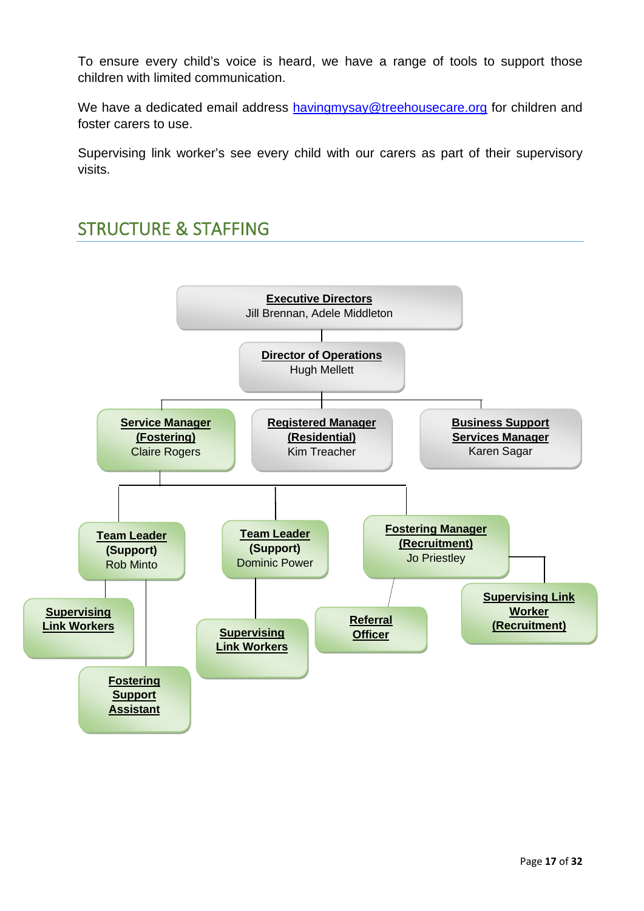To ensure every child's voice is heard, we have a range of tools to support those children with limited communication.

We have a dedicated email address havingmysay@treehousecare.org for children and foster carers to use.

Supervising link worker's see every child with our carers as part of their supervisory visits.

## STRUCTURE & STAFFING

**Executive Directors**
Jill Brennan, Adele Middleton

**Director of Operations**
Hugh Mellett

**Service Manager (Fostering)**
Claire Rogers

**Registered Manager (Residential)**
Kim Treacher

**Business Support Services Manager**
Karen Sagar

**Team Leader (Support)**
Rob Minto

**Team Leader (Support)**
Dominic Power

**Fostering Manager (Recruitment)**
Jo Priestley

**Supervising Link Workers**

**Fostering Support Assistant**

**Supervising Link Workers**

**Referral Officer**

**Supervising Link Worker (Recruitment)**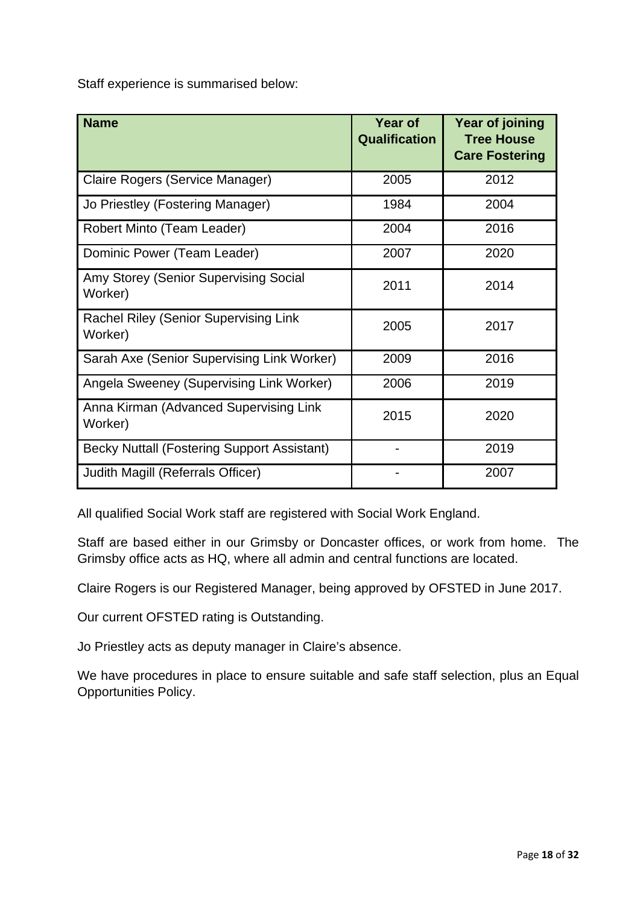Staff experience is summarised below:

| **Name** | **Year of Qualification** | **Year of joining Tree House Care Fostering** |
|---|---|---|
| Claire Rogers (Service Manager) | 2005 | 2012 |
| Jo Priestley (Fostering Manager) | 1984 | 2004 |
| Robert Minto (Team Leader) | 2004 | 2016 |
| Dominic Power (Team Leader) | 2007 | 2020 |
| Amy Storey (Senior Supervising Social Worker) | 2011 | 2014 |
| Rachel Riley (Senior Supervising Link Worker) | 2005 | 2017 |
| Sarah Axe (Senior Supervising Link Worker) | 2009 | 2016 |
| Angela Sweeney (Supervising Link Worker) | 2006 | 2019 |
| Anna Kirman (Advanced Supervising Link Worker) | 2015 | 2020 |
| Becky Nuttall (Fostering Support Assistant) | - | 2019 |
| Judith Magill (Referrals Officer) | - | 2007 |

All qualified Social Work staff are registered with Social Work England.

Staff are based either in our Grimsby or Doncaster offices, or work from home. The Grimsby office acts as HQ, where all admin and central functions are located.

Claire Rogers is our Registered Manager, being approved by OFSTED in June 2017.

Our current OFSTED rating is Outstanding.

Jo Priestley acts as deputy manager in Claire's absence.

We have procedures in place to ensure suitable and safe staff selection, plus an Equal Opportunities Policy.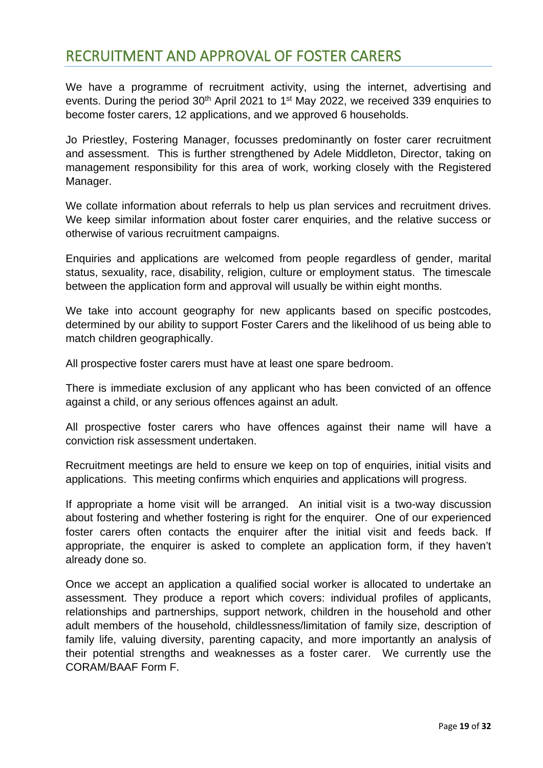# RECRUITMENT AND APPROVAL OF FOSTER CARERS

We have a programme of recruitment activity, using the internet, advertising and events. During the period 30th April 2021 to 1st May 2022, we received 339 enquiries to become foster carers, 12 applications, and we approved 6 households.

Jo Priestley, Fostering Manager, focusses predominantly on foster carer recruitment and assessment. This is further strengthened by Adele Middleton, Director, taking on management responsibility for this area of work, working closely with the Registered Manager.

We collate information about referrals to help us plan services and recruitment drives. We keep similar information about foster carer enquiries, and the relative success or otherwise of various recruitment campaigns.

Enquiries and applications are welcomed from people regardless of gender, marital status, sexuality, race, disability, religion, culture or employment status. The timescale between the application form and approval will usually be within eight months.

We take into account geography for new applicants based on specific postcodes, determined by our ability to support Foster Carers and the likelihood of us being able to match children geographically.

All prospective foster carers must have at least one spare bedroom.

There is immediate exclusion of any applicant who has been convicted of an offence against a child, or any serious offences against an adult.

All prospective foster carers who have offences against their name will have a conviction risk assessment undertaken.

Recruitment meetings are held to ensure we keep on top of enquiries, initial visits and applications. This meeting confirms which enquiries and applications will progress.

If appropriate a home visit will be arranged. An initial visit is a two-way discussion about fostering and whether fostering is right for the enquirer. One of our experienced foster carers often contacts the enquirer after the initial visit and feeds back. If appropriate, the enquirer is asked to complete an application form, if they haven't already done so.

Once we accept an application a qualified social worker is allocated to undertake an assessment. They produce a report which covers: individual profiles of applicants, relationships and partnerships, support network, children in the household and other adult members of the household, childlessness/limitation of family size, description of family life, valuing diversity, parenting capacity, and more importantly an analysis of their potential strengths and weaknesses as a foster carer. We currently use the CORAM/BAAF Form F.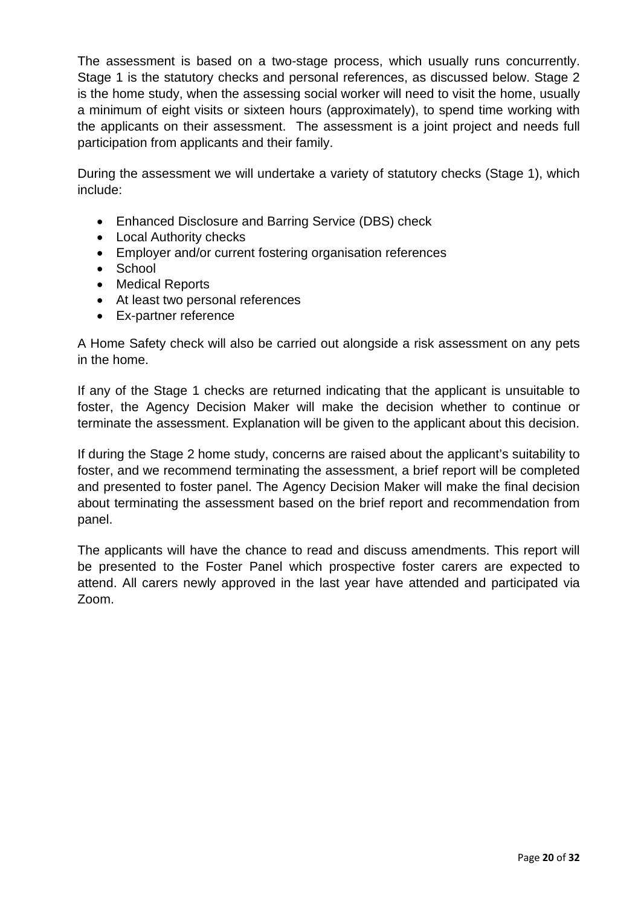The assessment is based on a two-stage process, which usually runs concurrently. Stage 1 is the statutory checks and personal references, as discussed below. Stage 2 is the home study, when the assessing social worker will need to visit the home, usually a minimum of eight visits or sixteen hours (approximately), to spend time working with the applicants on their assessment. The assessment is a joint project and needs full participation from applicants and their family.

During the assessment we will undertake a variety of statutory checks (Stage 1), which include:

- Enhanced Disclosure and Barring Service (DBS) check
- Local Authority checks
- Employer and/or current fostering organisation references
- School
- Medical Reports
- At least two personal references
- Ex-partner reference

A Home Safety check will also be carried out alongside a risk assessment on any pets in the home.

If any of the Stage 1 checks are returned indicating that the applicant is unsuitable to foster, the Agency Decision Maker will make the decision whether to continue or terminate the assessment. Explanation will be given to the applicant about this decision.

If during the Stage 2 home study, concerns are raised about the applicant's suitability to foster, and we recommend terminating the assessment, a brief report will be completed and presented to foster panel. The Agency Decision Maker will make the final decision about terminating the assessment based on the brief report and recommendation from panel.

The applicants will have the chance to read and discuss amendments. This report will be presented to the Foster Panel which prospective foster carers are expected to attend. All carers newly approved in the last year have attended and participated via Zoom.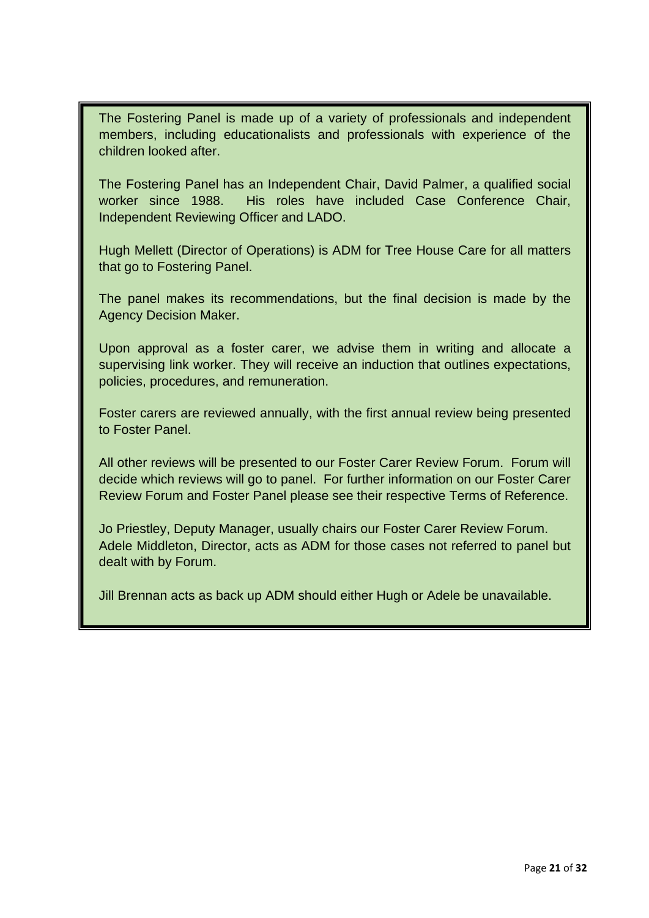The Fostering Panel is made up of a variety of professionals and independent members, including educationalists and professionals with experience of the children looked after.

The Fostering Panel has an Independent Chair, David Palmer, a qualified social worker since 1988. His roles have included Case Conference Chair, Independent Reviewing Officer and LADO.

Hugh Mellett (Director of Operations) is ADM for Tree House Care for all matters that go to Fostering Panel.

The panel makes its recommendations, but the final decision is made by the Agency Decision Maker.

Upon approval as a foster carer, we advise them in writing and allocate a supervising link worker. They will receive an induction that outlines expectations, policies, procedures, and remuneration.

Foster carers are reviewed annually, with the first annual review being presented to Foster Panel.

All other reviews will be presented to our Foster Carer Review Forum. Forum will decide which reviews will go to panel. For further information on our Foster Carer Review Forum and Foster Panel please see their respective Terms of Reference.

Jo Priestley, Deputy Manager, usually chairs our Foster Carer Review Forum. Adele Middleton, Director, acts as ADM for those cases not referred to panel but dealt with by Forum.

Jill Brennan acts as back up ADM should either Hugh or Adele be unavailable.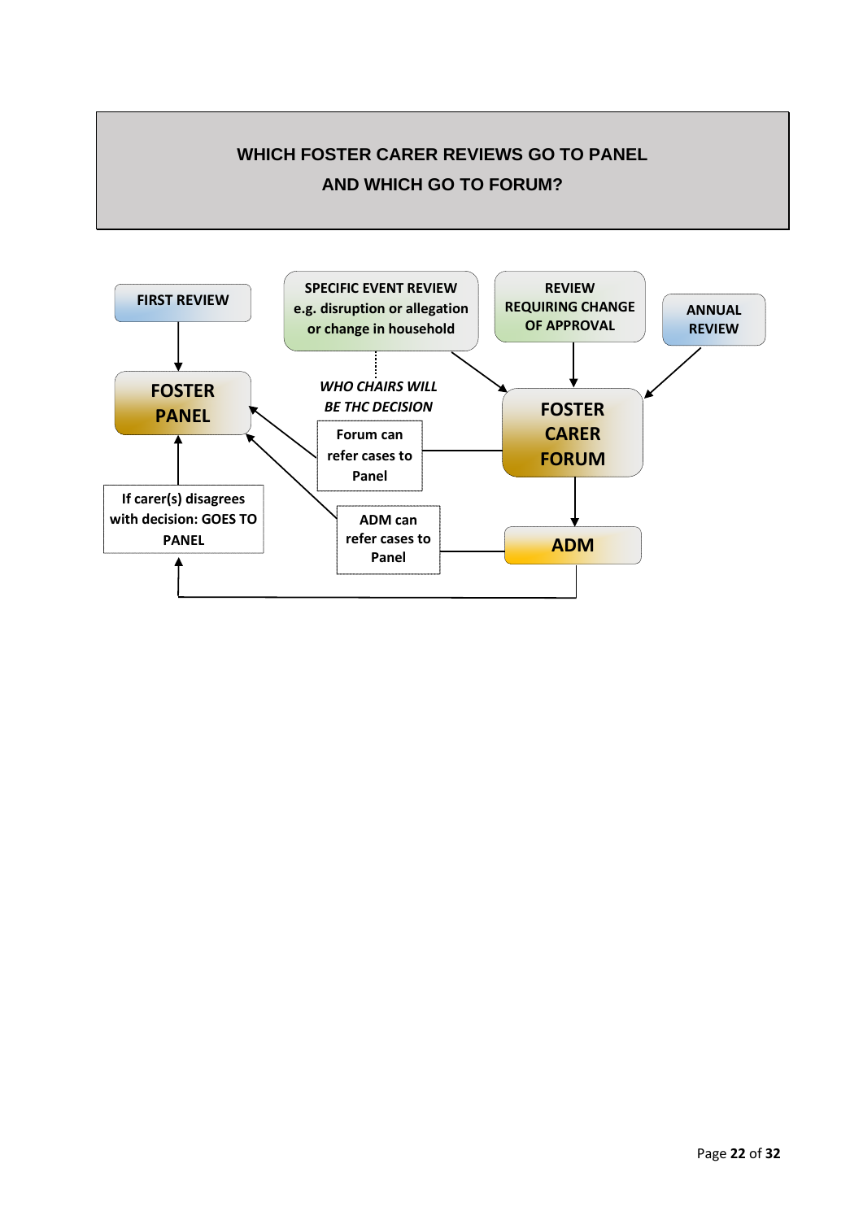# WHICH FOSTER CARER REVIEWS GO TO PANEL AND WHICH GO TO FORUM?

**FIRST REVIEW**

**SPECIFIC EVENT REVIEW e.g. disruption or allegation or change in household**

**REVIEW REQUIRING CHANGE OF APPROVAL**

**ANNUAL REVIEW**

**FOSTER PANEL**

***WHO CHAIRS WILL BE THC DECISION***

**FOSTER CARER FORUM**

**Forum can refer cases to Panel**

**If carer(s) disagrees with decision: GOES TO PANEL**

**ADM can refer cases to Panel**

**ADM**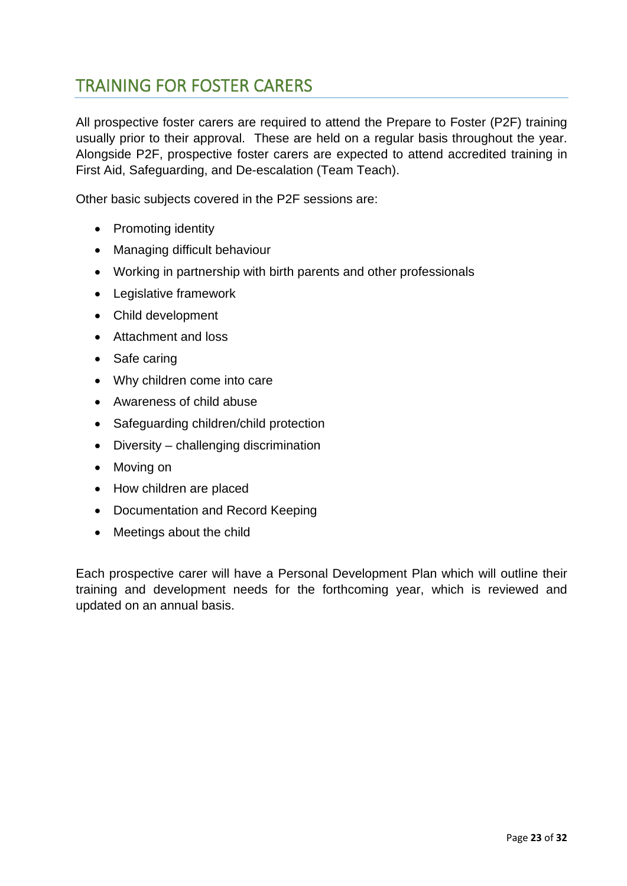## TRAINING FOR FOSTER CARERS

All prospective foster carers are required to attend the Prepare to Foster (P2F) training usually prior to their approval. These are held on a regular basis throughout the year. Alongside P2F, prospective foster carers are expected to attend accredited training in First Aid, Safeguarding, and De-escalation (Team Teach).

Other basic subjects covered in the P2F sessions are:

- Promoting identity
- Managing difficult behaviour
- Working in partnership with birth parents and other professionals
- Legislative framework
- Child development
- Attachment and loss
- Safe caring
- Why children come into care
- Awareness of child abuse
- Safeguarding children/child protection
- Diversity – challenging discrimination
- Moving on
- How children are placed
- Documentation and Record Keeping
- Meetings about the child

Each prospective carer will have a Personal Development Plan which will outline their training and development needs for the forthcoming year, which is reviewed and updated on an annual basis.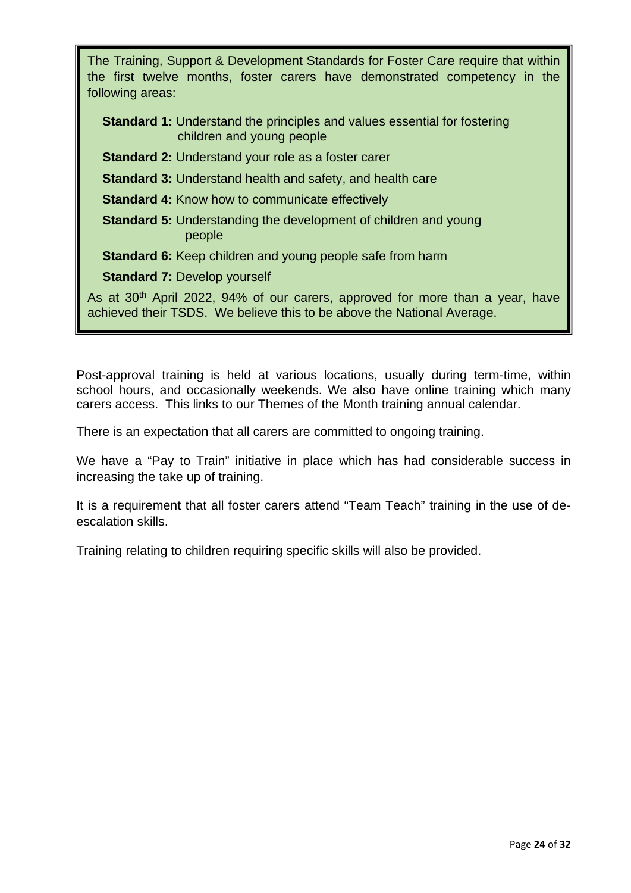The Training, Support & Development Standards for Foster Care require that within the first twelve months, foster carers have demonstrated competency in the following areas:

- **Standard 1:** Understand the principles and values essential for fostering children and young people
- **Standard 2:** Understand your role as a foster carer
- **Standard 3:** Understand health and safety, and health care
- **Standard 4:** Know how to communicate effectively
- **Standard 5:** Understanding the development of children and young people
- **Standard 6:** Keep children and young people safe from harm
- **Standard 7:** Develop yourself

As at 30th April 2022, 94% of our carers, approved for more than a year, have achieved their TSDS. We believe this to be above the National Average.

Post-approval training is held at various locations, usually during term-time, within school hours, and occasionally weekends. We also have online training which many carers access. This links to our Themes of the Month training annual calendar.

There is an expectation that all carers are committed to ongoing training.

We have a "Pay to Train" initiative in place which has had considerable success in increasing the take up of training.

It is a requirement that all foster carers attend "Team Teach" training in the use of de-escalation skills.

Training relating to children requiring specific skills will also be provided.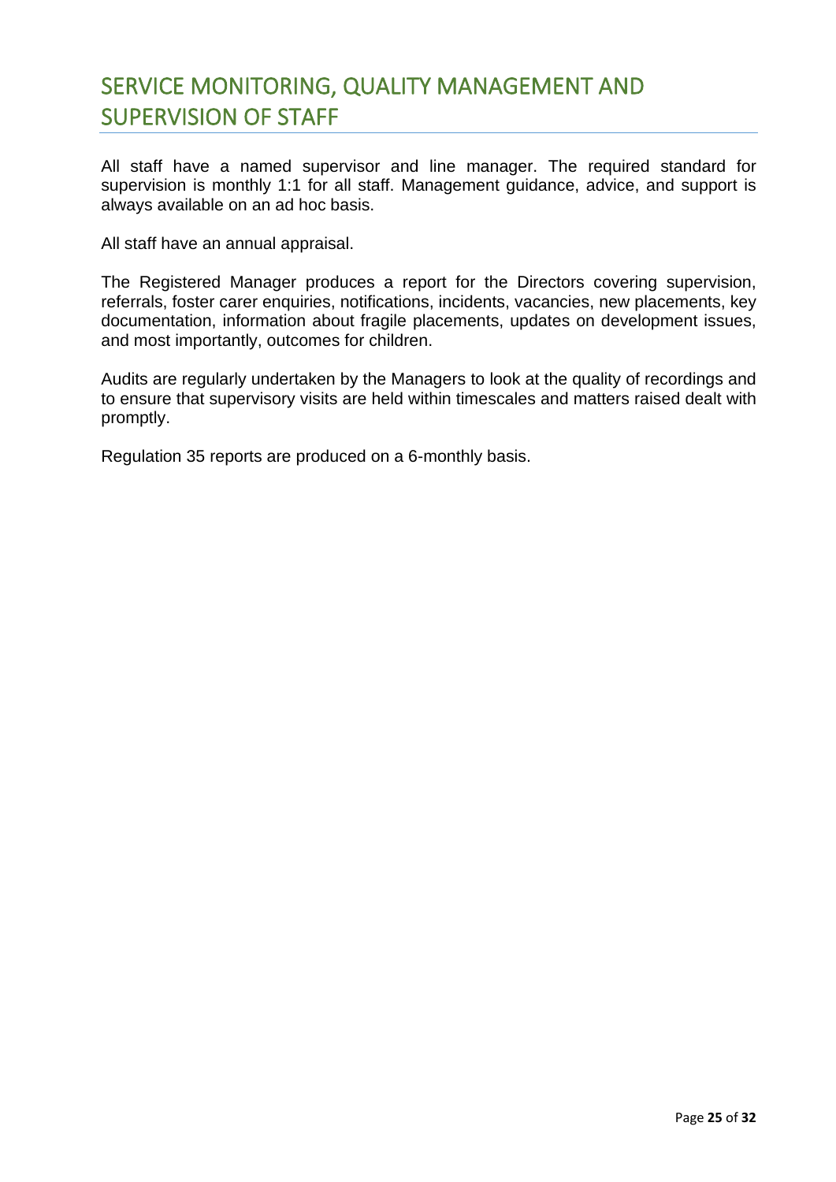# SERVICE MONITORING, QUALITY MANAGEMENT AND SUPERVISION OF STAFF

All staff have a named supervisor and line manager. The required standard for supervision is monthly 1:1 for all staff. Management guidance, advice, and support is always available on an ad hoc basis.

All staff have an annual appraisal.

The Registered Manager produces a report for the Directors covering supervision, referrals, foster carer enquiries, notifications, incidents, vacancies, new placements, key documentation, information about fragile placements, updates on development issues, and most importantly, outcomes for children.

Audits are regularly undertaken by the Managers to look at the quality of recordings and to ensure that supervisory visits are held within timescales and matters raised dealt with promptly.

Regulation 35 reports are produced on a 6-monthly basis.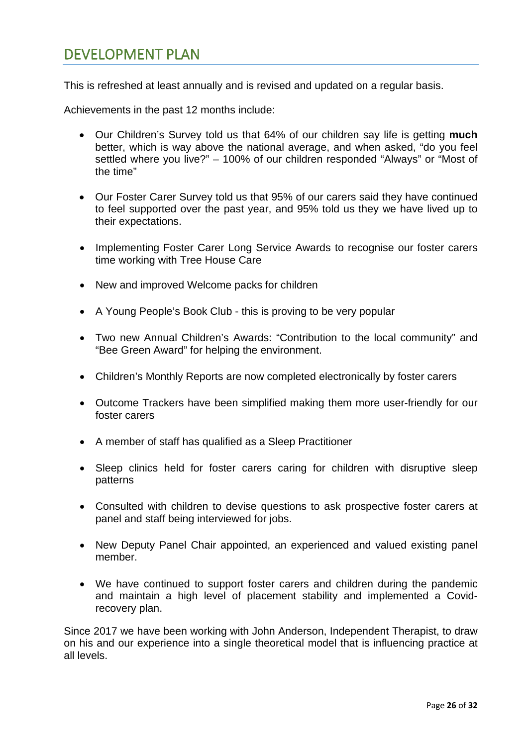# DEVELOPMENT PLAN

This is refreshed at least annually and is revised and updated on a regular basis.

Achievements in the past 12 months include:

- Our Children's Survey told us that 64% of our children say life is getting **much** better, which is way above the national average, and when asked, "do you feel settled where you live?" – 100% of our children responded "Always" or "Most of the time"
- Our Foster Carer Survey told us that 95% of our carers said they have continued to feel supported over the past year, and 95% told us they we have lived up to their expectations.
- Implementing Foster Carer Long Service Awards to recognise our foster carers time working with Tree House Care
- New and improved Welcome packs for children
- A Young People's Book Club - this is proving to be very popular
- Two new Annual Children's Awards: "Contribution to the local community" and "Bee Green Award" for helping the environment.
- Children's Monthly Reports are now completed electronically by foster carers
- Outcome Trackers have been simplified making them more user-friendly for our foster carers
- A member of staff has qualified as a Sleep Practitioner
- Sleep clinics held for foster carers caring for children with disruptive sleep patterns
- Consulted with children to devise questions to ask prospective foster carers at panel and staff being interviewed for jobs.
- New Deputy Panel Chair appointed, an experienced and valued existing panel member.
- We have continued to support foster carers and children during the pandemic and maintain a high level of placement stability and implemented a Covid-recovery plan.

Since 2017 we have been working with John Anderson, Independent Therapist, to draw on his and our experience into a single theoretical model that is influencing practice at all levels.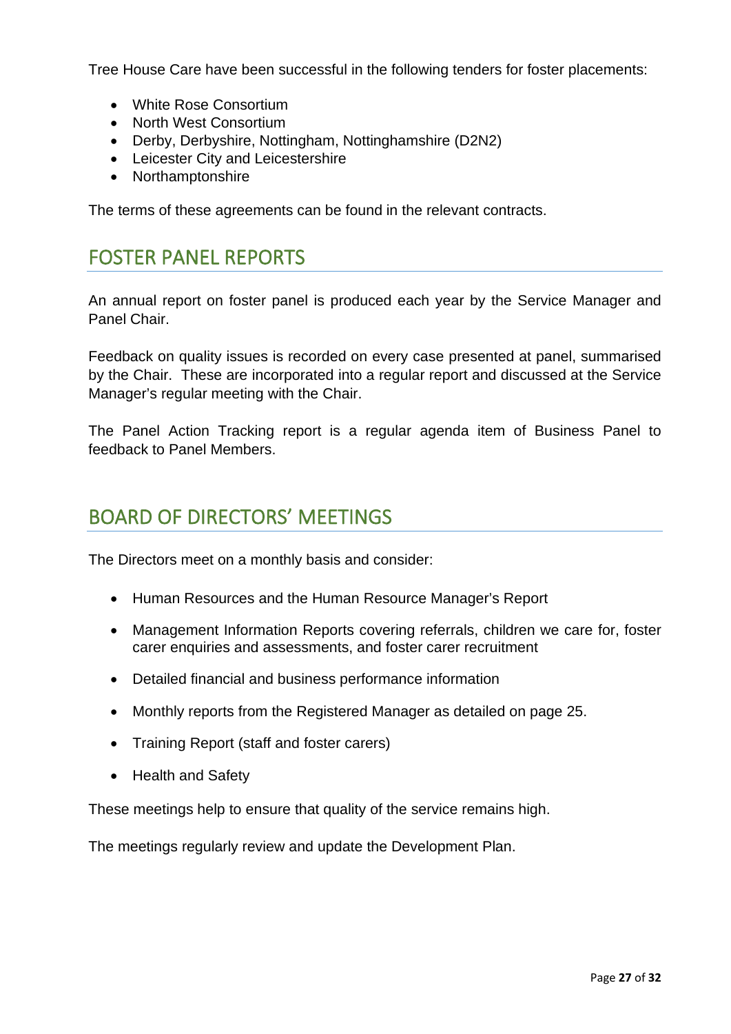Tree House Care have been successful in the following tenders for foster placements:

- White Rose Consortium
- North West Consortium
- Derby, Derbyshire, Nottingham, Nottinghamshire (D2N2)
- Leicester City and Leicestershire
- Northamptonshire

The terms of these agreements can be found in the relevant contracts.

## FOSTER PANEL REPORTS

An annual report on foster panel is produced each year by the Service Manager and Panel Chair.

Feedback on quality issues is recorded on every case presented at panel, summarised by the Chair. These are incorporated into a regular report and discussed at the Service Manager's regular meeting with the Chair.

The Panel Action Tracking report is a regular agenda item of Business Panel to feedback to Panel Members.

## BOARD OF DIRECTORS' MEETINGS

The Directors meet on a monthly basis and consider:

- Human Resources and the Human Resource Manager's Report
- Management Information Reports covering referrals, children we care for, foster carer enquiries and assessments, and foster carer recruitment
- Detailed financial and business performance information
- Monthly reports from the Registered Manager as detailed on page 25.
- Training Report (staff and foster carers)
- Health and Safety

These meetings help to ensure that quality of the service remains high.

The meetings regularly review and update the Development Plan.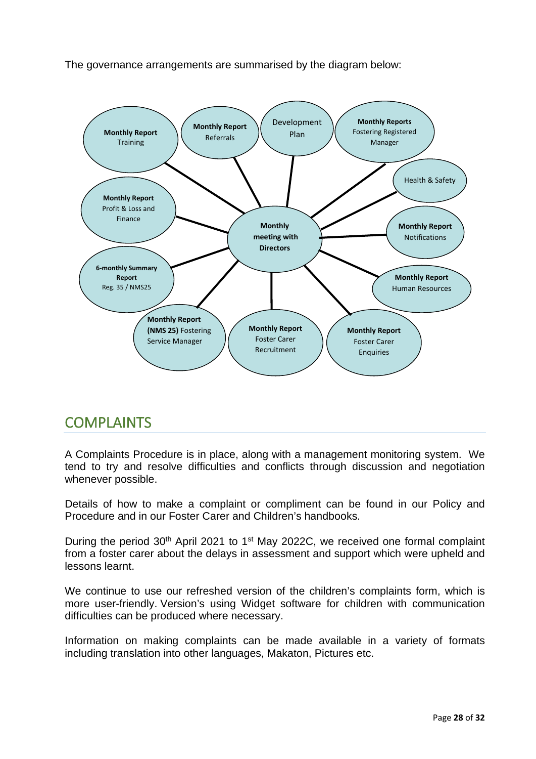The governance arrangements are summarised by the diagram below:

**Monthly meeting with Directors**

- **Monthly Report** Training
- **Monthly Report** Referrals
- Development Plan
- **Monthly Reports** Fostering Registered Manager
- Health & Safety
- **Monthly Report** Profit & Loss and Finance
- **Monthly Report** Notifications
- **6-monthly Summary Report** Reg. 35 / NMS25
- **Monthly Report** Human Resources
- **Monthly Report (NMS 25)** Fostering Service Manager
- **Monthly Report** Foster Carer Recruitment
- **Monthly Report** Foster Carer Enquiries

## COMPLAINTS

A Complaints Procedure is in place, along with a management monitoring system. We tend to try and resolve difficulties and conflicts through discussion and negotiation whenever possible.

Details of how to make a complaint or compliment can be found in our Policy and Procedure and in our Foster Carer and Children's handbooks.

During the period 30th April 2021 to 1st May 2022C, we received one formal complaint from a foster carer about the delays in assessment and support which were upheld and lessons learnt.

We continue to use our refreshed version of the children's complaints form, which is more user-friendly. Version's using Widget software for children with communication difficulties can be produced where necessary.

Information on making complaints can be made available in a variety of formats including translation into other languages, Makaton, Pictures etc.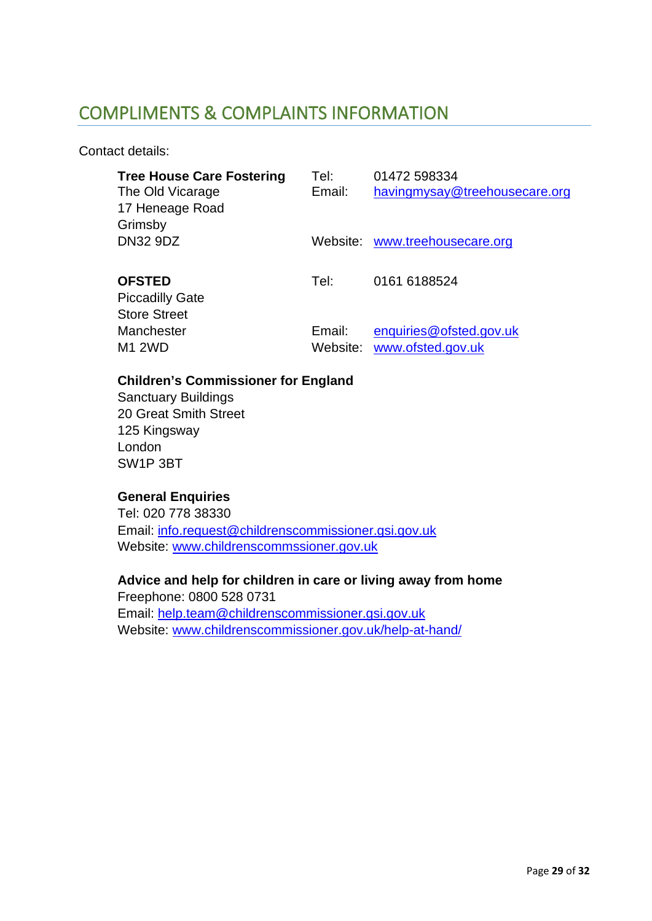## COMPLIMENTS & COMPLAINTS INFORMATION

Contact details:

**Tree House Care Fostering**
The Old Vicarage
17 Heneage Road
Grimsby
DN32 9DZ

Tel: 01472 598334
Email: havingmysay@treehousecare.org
Website: www.treehousecare.org

**OFSTED**
Piccadilly Gate
Store Street
Manchester
M1 2WD

Tel: 0161 6188524
Email: enquiries@ofsted.gov.uk
Website: www.ofsted.gov.uk

**Children's Commissioner for England**
Sanctuary Buildings
20 Great Smith Street
125 Kingsway
London
SW1P 3BT

**General Enquiries**
Tel: 020 778 38330
Email: info.request@childrenscommissioner.gsi.gov.uk
Website: www.childrenscommssioner.gov.uk

**Advice and help for children in care or living away from home**
Freephone: 0800 528 0731
Email: help.team@childrenscommissioner.gsi.gov.uk
Website: www.childrenscommissioner.gov.uk/help-at-hand/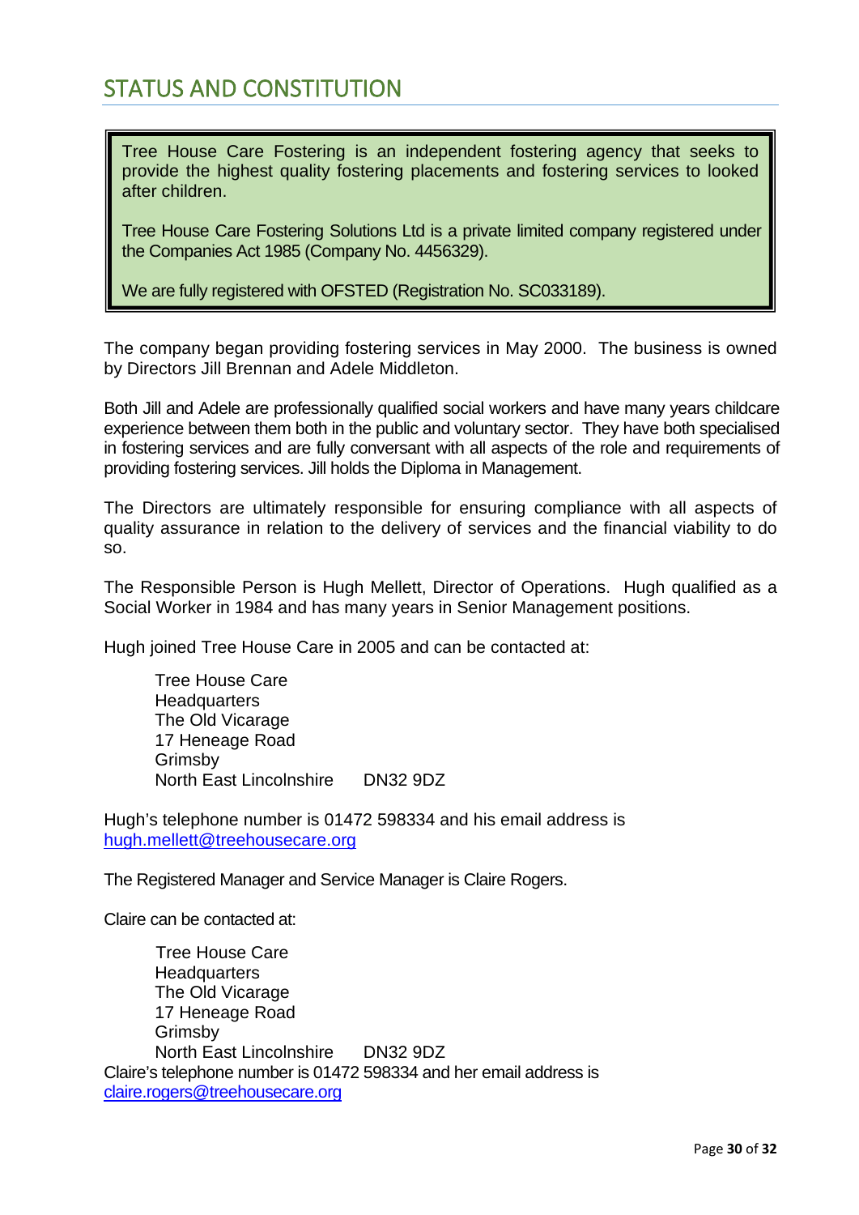# STATUS AND CONSTITUTION

> Tree House Care Fostering is an independent fostering agency that seeks to provide the highest quality fostering placements and fostering services to looked after children.
>
> Tree House Care Fostering Solutions Ltd is a private limited company registered under the Companies Act 1985 (Company No. 4456329).
>
> We are fully registered with OFSTED (Registration No. SC033189).

The company began providing fostering services in May 2000. The business is owned by Directors Jill Brennan and Adele Middleton.

Both Jill and Adele are professionally qualified social workers and have many years childcare experience between them both in the public and voluntary sector. They have both specialised in fostering services and are fully conversant with all aspects of the role and requirements of providing fostering services. Jill holds the Diploma in Management.

The Directors are ultimately responsible for ensuring compliance with all aspects of quality assurance in relation to the delivery of services and the financial viability to do so.

The Responsible Person is Hugh Mellett, Director of Operations. Hugh qualified as a Social Worker in 1984 and has many years in Senior Management positions.

Hugh joined Tree House Care in 2005 and can be contacted at:

Tree House Care
Headquarters
The Old Vicarage
17 Heneage Road
Grimsby
North East Lincolnshire DN32 9DZ

Hugh's telephone number is 01472 598334 and his email address is [hugh.mellett@treehousecare.org](mailto:hugh.mellett@treehousecare.org)

The Registered Manager and Service Manager is Claire Rogers.

Claire can be contacted at:

Tree House Care
Headquarters
The Old Vicarage
17 Heneage Road
Grimsby
North East Lincolnshire DN32 9DZ

Claire's telephone number is 01472 598334 and her email address is [claire.rogers@treehousecare.org](mailto:claire.rogers@treehousecare.org)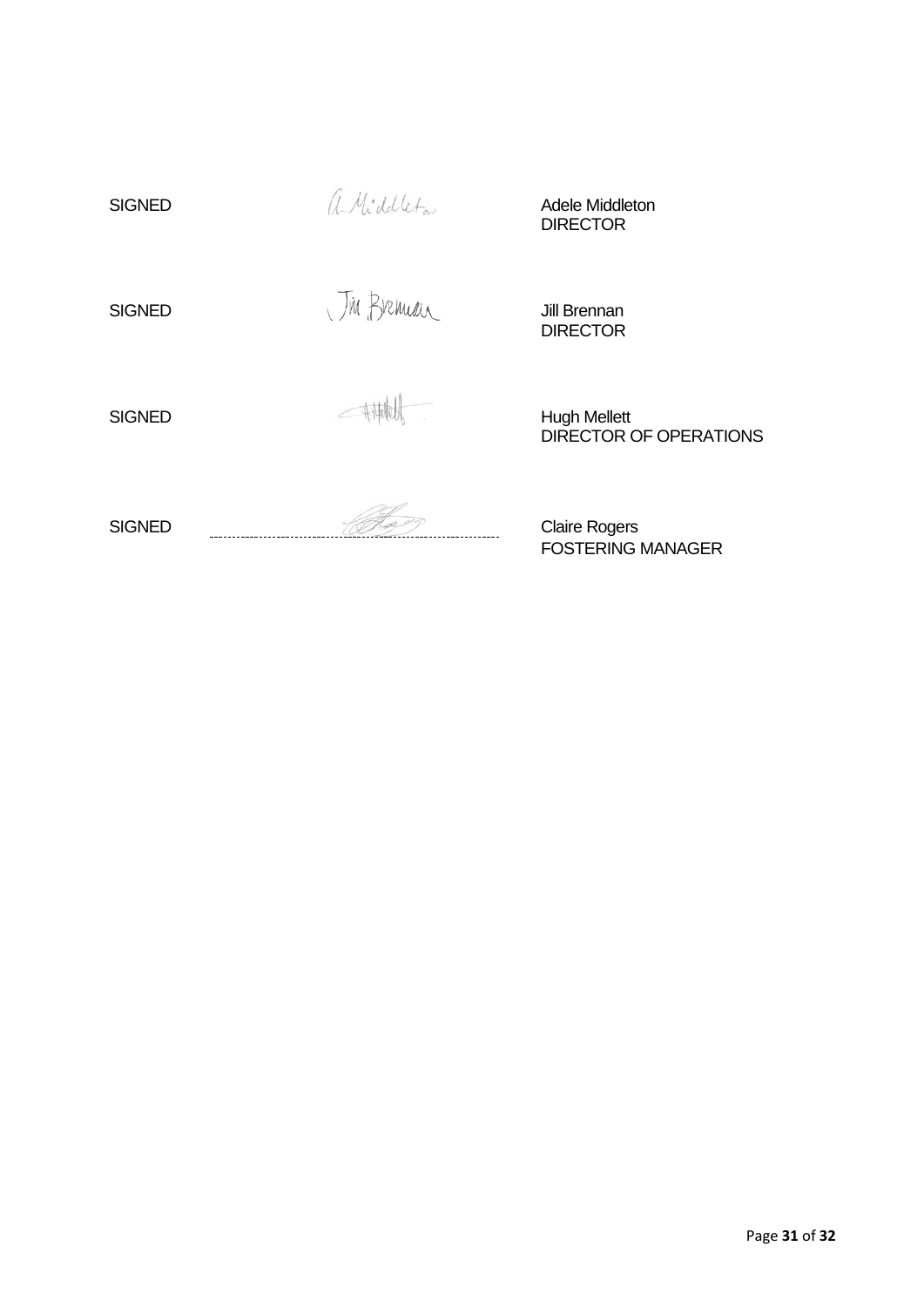| | | |
|---|---|---|
| SIGNED | A. Middleton | Adele Middleton<br>DIRECTOR |
| SIGNED | Jill Brennan | Jill Brennan<br>DIRECTOR |
| SIGNED | | Hugh Mellett<br>DIRECTOR OF OPERATIONS |
| SIGNED | | Claire Rogers<br>FOSTERING MANAGER |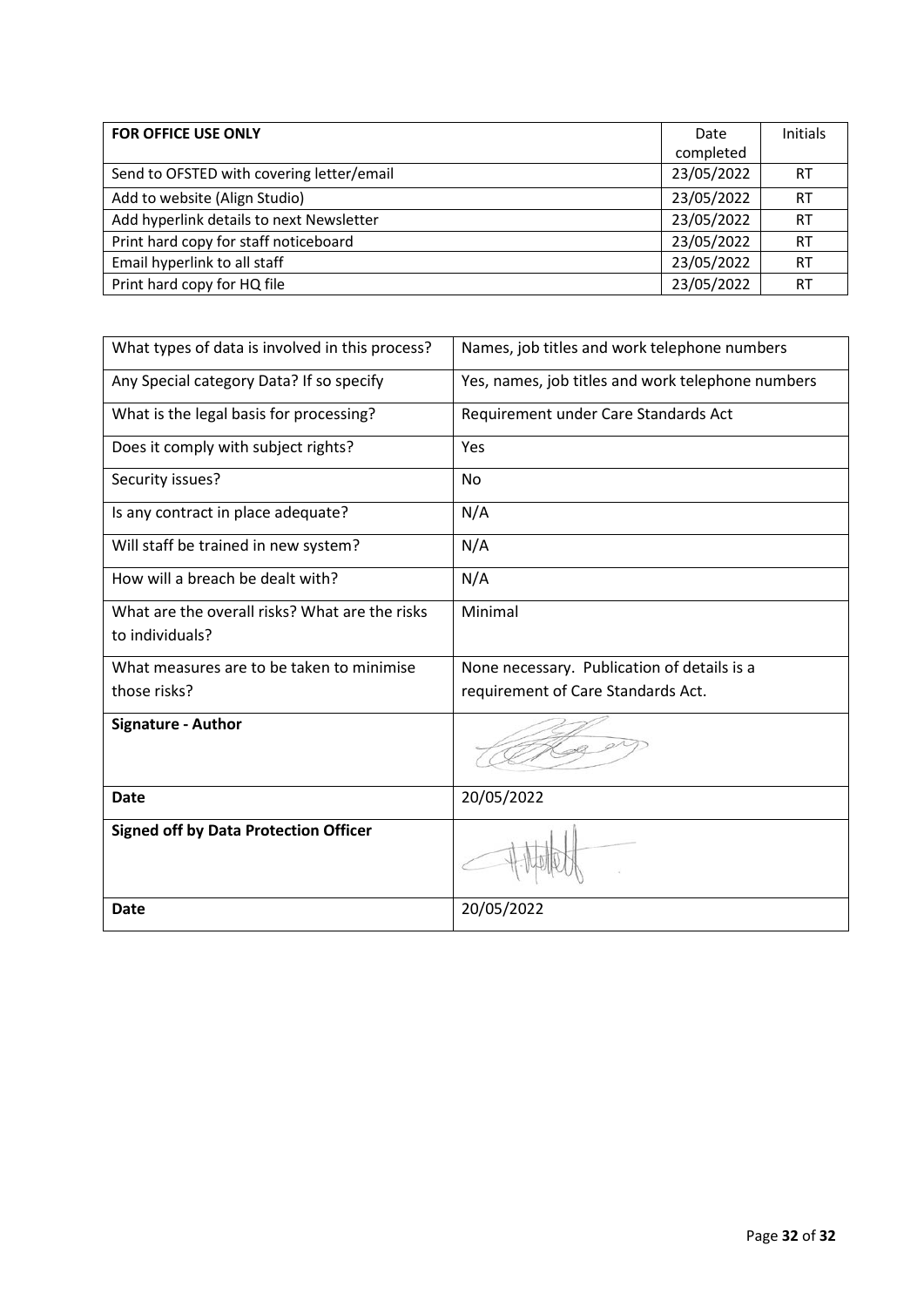| FOR OFFICE USE ONLY | Date completed | Initials |
|---|---|---|
| Send to OFSTED with covering letter/email | 23/05/2022 | RT |
| Add to website (Align Studio) | 23/05/2022 | RT |
| Add hyperlink details to next Newsletter | 23/05/2022 | RT |
| Print hard copy for staff noticeboard | 23/05/2022 | RT |
| Email hyperlink to all staff | 23/05/2022 | RT |
| Print hard copy for HQ file | 23/05/2022 | RT |

| | |
|---|---|
| What types of data is involved in this process? | Names, job titles and work telephone numbers |
| Any Special category Data? If so specify | Yes, names, job titles and work telephone numbers |
| What is the legal basis for processing? | Requirement under Care Standards Act |
| Does it comply with subject rights? | Yes |
| Security issues? | No |
| Is any contract in place adequate? | N/A |
| Will staff be trained in new system? | N/A |
| How will a breach be dealt with? | N/A |
| What are the overall risks? What are the risks to individuals? | Minimal |
| What measures are to be taken to minimise those risks? | None necessary. Publication of details is a requirement of Care Standards Act. |
| **Signature - Author** | |
| **Date** | 20/05/2022 |
| **Signed off by Data Protection Officer** | |
| **Date** | 20/05/2022 |